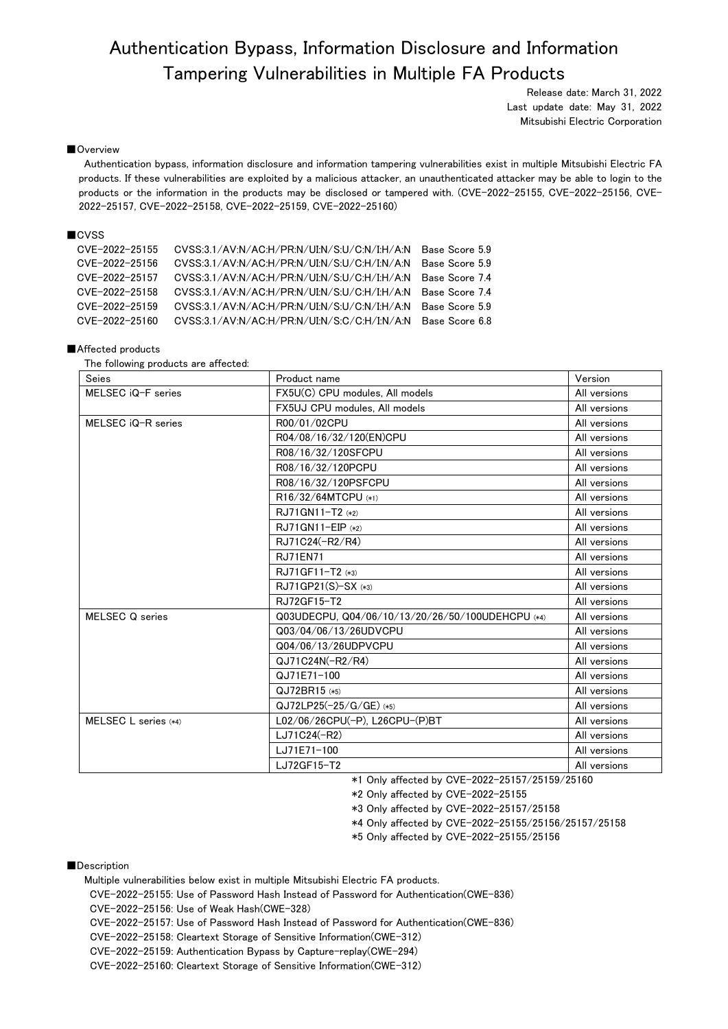# Authentication Bypass, Information Disclosure and Information Tampering Vulnerabilities in Multiple FA Products

Release date: March 31, 2022
Last update date: May 31, 2022
Mitsubishi Electric Corporation

## ■Overview

Authentication bypass, information disclosure and information tampering vulnerabilities exist in multiple Mitsubishi Electric FA products. If these vulnerabilities are exploited by a malicious attacker, an unauthenticated attacker may be able to login to the products or the information in the products may be disclosed or tampered with. (CVE-2022-25155, CVE-2022-25156, CVE-2022-25157, CVE-2022-25158, CVE-2022-25159, CVE-2022-25160)

## ■CVSS

| | | |
|---|---|---|
| CVE-2022-25155 | CVSS:3.1/AV:N/AC:H/PR:N/UI:N/S:U/C:N/I:H/A:N | Base Score 5.9 |
| CVE-2022-25156 | CVSS:3.1/AV:N/AC:H/PR:N/UI:N/S:U/C:H/I:N/A:N | Base Score 5.9 |
| CVE-2022-25157 | CVSS:3.1/AV:N/AC:H/PR:N/UI:N/S:U/C:H/I:H/A:N | Base Score 7.4 |
| CVE-2022-25158 | CVSS:3.1/AV:N/AC:H/PR:N/UI:N/S:U/C:H/I:H/A:N | Base Score 7.4 |
| CVE-2022-25159 | CVSS:3.1/AV:N/AC:H/PR:N/UI:N/S:U/C:N/I:H/A:N | Base Score 5.9 |
| CVE-2022-25160 | CVSS:3.1/AV:N/AC:H/PR:N/UI:N/S:C/C:H/I:N/A:N | Base Score 6.8 |

## ■Affected products

The following products are affected:

| Seies | Product name | Version |
|---|---|---|
| MELSEC iQ-F series | FX5U(C) CPU modules, All models | All versions |
| | FX5UJ CPU modules, All models | All versions |
| MELSEC iQ-R series | R00/01/02CPU | All versions |
| | R04/08/16/32/120(EN)CPU | All versions |
| | R08/16/32/120SFCPU | All versions |
| | R08/16/32/120PCPU | All versions |
| | R08/16/32/120PSFCPU | All versions |
| | R16/32/64MTCPU (*1) | All versions |
| | RJ71GN11-T2 (*2) | All versions |
| | RJ71GN11-EIP (*2) | All versions |
| | RJ71C24(-R2/R4) | All versions |
| | RJ71EN71 | All versions |
| | RJ71GF11-T2 (*3) | All versions |
| | RJ71GP21(S)-SX (*3) | All versions |
| | RJ72GF15-T2 | All versions |
| MELSEC Q series | Q03UDECPU, Q04/06/10/13/20/26/50/100UDEHCPU (*4) | All versions |
| | Q03/04/06/13/26UDVCPU | All versions |
| | Q04/06/13/26UDPVCPU | All versions |
| | QJ71C24N(-R2/R4) | All versions |
| | QJ71E71-100 | All versions |
| | QJ72BR15 (*5) | All versions |
| | QJ72LP25(-25/G/GE) (*5) | All versions |
| MELSEC L series (*4) | L02/06/26CPU(-P), L26CPU-(P)BT | All versions |
| | LJ71C24(-R2) | All versions |
| | LJ71E71-100 | All versions |
| | LJ72GF15-T2 | All versions |

*1 Only affected by CVE-2022-25157/25159/25160
*2 Only affected by CVE-2022-25155
*3 Only affected by CVE-2022-25157/25158
*4 Only affected by CVE-2022-25155/25156/25157/25158
*5 Only affected by CVE-2022-25155/25156

## ■Description

Multiple vulnerabilities below exist in multiple Mitsubishi Electric FA products.

- CVE-2022-25155: Use of Password Hash Instead of Password for Authentication(CWE-836)
- CVE-2022-25156: Use of Weak Hash(CWE-328)
- CVE-2022-25157: Use of Password Hash Instead of Password for Authentication(CWE-836)
- CVE-2022-25158: Cleartext Storage of Sensitive Information(CWE-312)
- CVE-2022-25159: Authentication Bypass by Capture-replay(CWE-294)
- CVE-2022-25160: Cleartext Storage of Sensitive Information(CWE-312)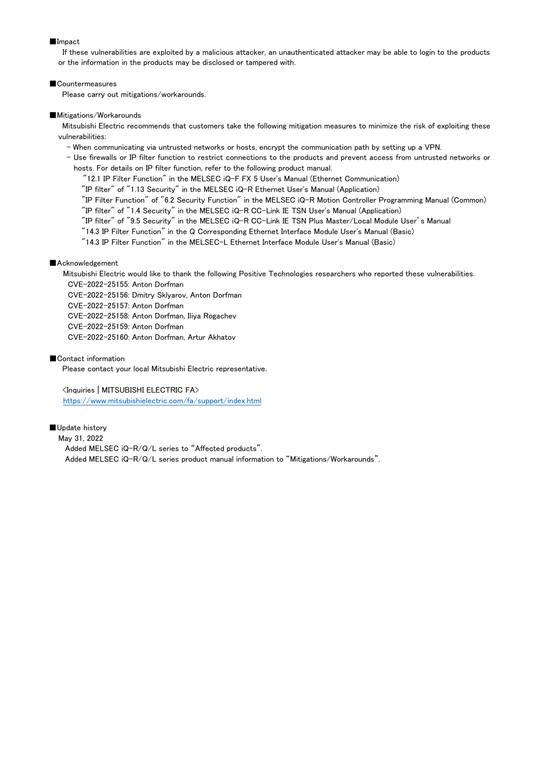■Impact

If these vulnerabilities are exploited by a malicious attacker, an unauthenticated attacker may be able to login to the products or the information in the products may be disclosed or tampered with.

■Countermeasures

Please carry out mitigations/workarounds.

■Mitigations/Workarounds

Mitsubishi Electric recommends that customers take the following mitigation measures to minimize the risk of exploiting these vulnerabilities:

- When communicating via untrusted networks or hosts, encrypt the communication path by setting up a VPN.
- Use firewalls or IP filter function to restrict connections to the products and prevent access from untrusted networks or hosts. For details on IP filter function, refer to the following product manual.
  "12.1 IP Filter Function" in the MELSEC iQ-F FX 5 User's Manual (Ethernet Communication)
  "IP filter" of "1.13 Security" in the MELSEC iQ-R Ethernet User's Manual (Application)
  "IP Filter Function" of "6.2 Security Function" in the MELSEC iQ-R Motion Controller Programming Manual (Common)
  "IP filter" of "1.4 Security" in the MELSEC iQ-R CC-Link IE TSN User's Manual (Application)
  "IP filter" of "9.5 Security" in the MELSEC iQ-R CC-Link IE TSN Plus Master/Local Module User's Manual
  "14.3 IP Filter Function" in the Q Corresponding Ethernet Interface Module User's Manual (Basic)
  "14.3 IP Filter Function" in the MELSEC-L Ethernet Interface Module User's Manual (Basic)

■Acknowledgement

Mitsubishi Electric would like to thank the following Positive Technologies researchers who reported these vulnerabilities.

CVE-2022-25155: Anton Dorfman
CVE-2022-25156: Dmitry Sklyarov, Anton Dorfman
CVE-2022-25157: Anton Dorfman
CVE-2022-25158: Anton Dorfman, Iliya Rogachev
CVE-2022-25159: Anton Dorfman
CVE-2022-25160: Anton Dorfman, Artur Akhatov

■Contact information

Please contact your local Mitsubishi Electric representative.

<Inquiries | MITSUBISHI ELECTRIC FA>
https://www.mitsubishielectric.com/fa/support/index.html

■Update history

May 31, 2022
Added MELSEC iQ-R/Q/L series to "Affected products".
Added MELSEC iQ-R/Q/L series product manual information to "Mitigations/Workarounds".